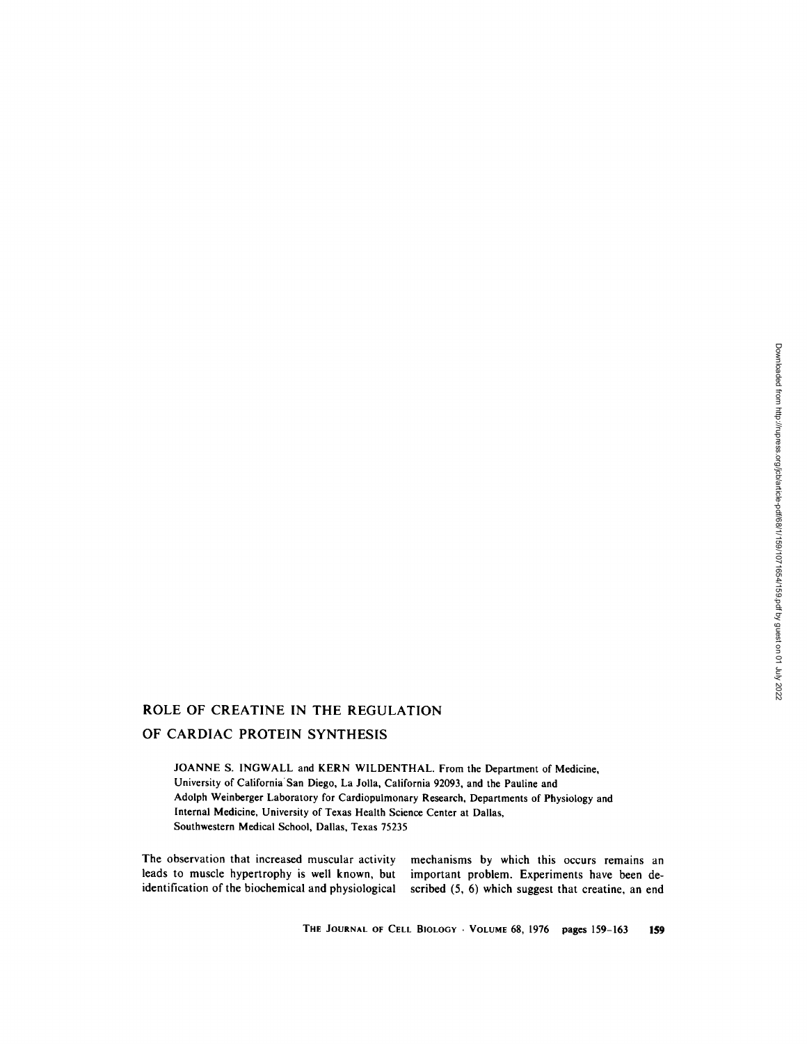# ROLE OF CREATINE IN THE REGULATION OF CARDIAC PROTEIN SYNTHESIS

JOANNE S. INGWALL and KERN WILDENTHAL. From the Department of Medicine, University of California San Diego, La Jolla, California 92093, and the Pauline and Adolph Weinberger Laboratory for Cardiopulmonary Research, Departments of Physiology and Internal Medicine, University of Texas Health Science Center at Dallas, Southwestern Medical School, Dallas, Texas 75235

The observation that increased muscular activity leads to muscle hypertrophy is well known, but identification of the biochemical and physiological mechanisms by which this occurs remains an important problem. Experiments have been described (5, 6) which suggest that creatine, an end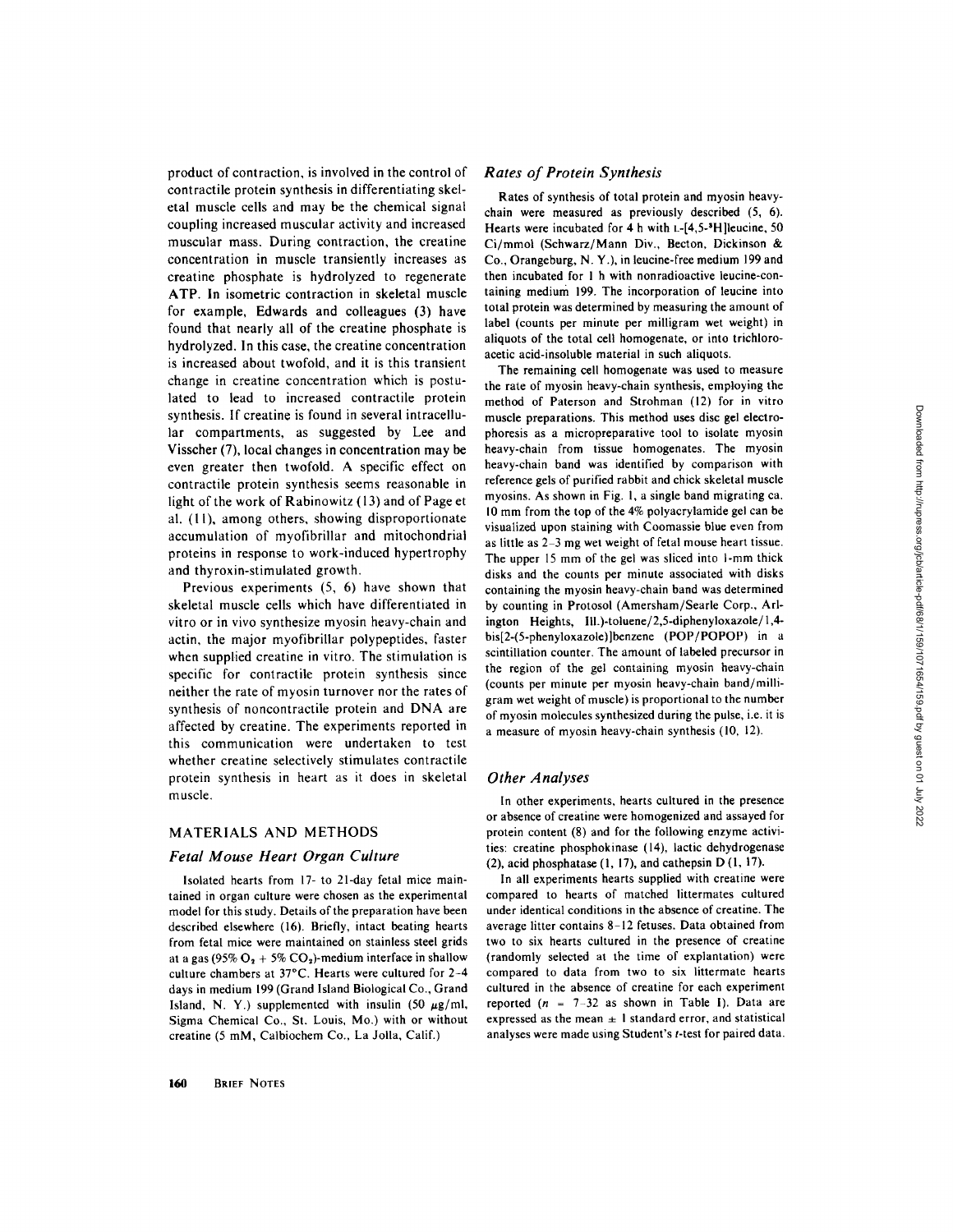product of contraction, is involved in the control of contractile protein synthesis in differentiating skeletal muscle cells and may be the chemical signal coupling increased muscular activity and increased muscular mass. During contraction, the creatine concentration in muscle transiently increases as creatine phosphate is hydrolyzed to regenerate ATP. In isometric contraction in skeletal muscle for example, Edwards and colleagues (3) have found that nearly all of the creatine phosphate is hydrolyzed. In this case, the creatine concentration is increased about twofold, and it is this transient change in creatine concentration which is postulated to lead to increased contractile protein synthesis. If creatine is found in several intracellular compartments, as suggested by Lee and Visscher (7), local changes in concentration may be even greater then twofold. A specific effect on contractile protein synthesis seems reasonable in light of the work of Rabinowitz (13) and of Page et al. (11), among others, showing disproportionate accumulation of myofibrillar and mitochondrial proteins in response to work-induced hypertrophy and thyroxin-stimulated growth.

Previous experiments (5, 6) have shown that skeletal muscle cells which have differentiated in vitro or in vivo synthesize myosin heavy-chain and actin, the major myofibrillar polypeptides, faster when supplied creatine in vitro. The stimulation is specific for contractile protein synthesis since neither the rate of myosin turnover nor the rates of synthesis of noncontractile protein and DNA are affected by creatine. The experiments reported in this communication were undertaken to test whether creatine selectively stimulates contractile protein synthesis in heart as it does in skeletal muscle.

## MATERIALS AND METHODS

### Fetal Mouse Heart Organ Culture

Isolated hearts from 17- to 21-day fetal mice maintained in organ culture were chosen as the experimental model for this study. Details of the preparation have been described elsewhere (16). Briefly, intact beating hearts from fetal mice were maintained on stainless steel grids at a gas (95% $O_2$ + 5% $CO_2$)-medium interface in shallow culture chambers at 37°C. Hearts were cultured for 2–4 days in medium 199 (Grand Island Biological Co., Grand Island, N. Y.) supplemented with insulin (50 $\mu$g/ml, Sigma Chemical Co., St. Louis, Mo.) with or without creatine (5 mM, Calbiochem Co., La Jolla, Calif.)

### Rates of Protein Synthesis

Rates of synthesis of total protein and myosin heavy-chain were measured as previously described (5, 6). Hearts were incubated for 4 h with L-[4,5-$^3$H]leucine, 50 Ci/mmol (Schwarz/Mann Div., Becton, Dickinson & Co., Orangeburg, N. Y.), in leucine-free medium 199 and then incubated for 1 h with nonradioactive leucine-containing medium 199. The incorporation of leucine into total protein was determined by measuring the amount of label (counts per minute per milligram wet weight) in aliquots of the total cell homogenate, or into trichloroacetic acid-insoluble material in such aliquots.

The remaining cell homogenate was used to measure the rate of myosin heavy-chain synthesis, employing the method of Paterson and Strohman (12) for in vitro muscle preparations. This method uses disc gel electrophoresis as a micropreparative tool to isolate myosin heavy-chain from tissue homogenates. The myosin heavy-chain band was identified by comparison with reference gels of purified rabbit and chick skeletal muscle myosins. As shown in Fig. 1, a single band migrating ca. 10 mm from the top of the 4% polyacrylamide gel can be visualized upon staining with Coomassie blue even from as little as 2–3 mg wet weight of fetal mouse heart tissue. The upper 15 mm of the gel was sliced into 1-mm thick disks and the counts per minute associated with disks containing the myosin heavy-chain band was determined by counting in Protosol (Amersham/Searle Corp., Arlington Heights, Ill.)-toluene/2,5-diphenyloxazole/1,4-bis[2-(5-phenyloxazole)]benzene (POP/POPOP) in a scintillation counter. The amount of labeled precursor in the region of the gel containing myosin heavy-chain (counts per minute per myosin heavy-chain band/milligram wet weight of muscle) is proportional to the number of myosin molecules synthesized during the pulse, i.e. it is a measure of myosin heavy-chain synthesis (10, 12).

### Other Analyses

In other experiments, hearts cultured in the presence or absence of creatine were homogenized and assayed for protein content (8) and for the following enzyme activities: creatine phosphokinase (14), lactic dehydrogenase (2), acid phosphatase (1, 17), and cathepsin D (1, 17).

In all experiments hearts supplied with creatine were compared to hearts of matched littermates cultured under identical conditions in the absence of creatine. The average litter contains 8–12 fetuses. Data obtained from two to six hearts cultured in the presence of creatine (randomly selected at the time of explantation) were compared to data from two to six littermate hearts cultured in the absence of creatine for each experiment reported ($n$ = 7–32 as shown in Table I). Data are expressed as the mean ± 1 standard error, and statistical analyses were made using Student's $t$-test for paired data.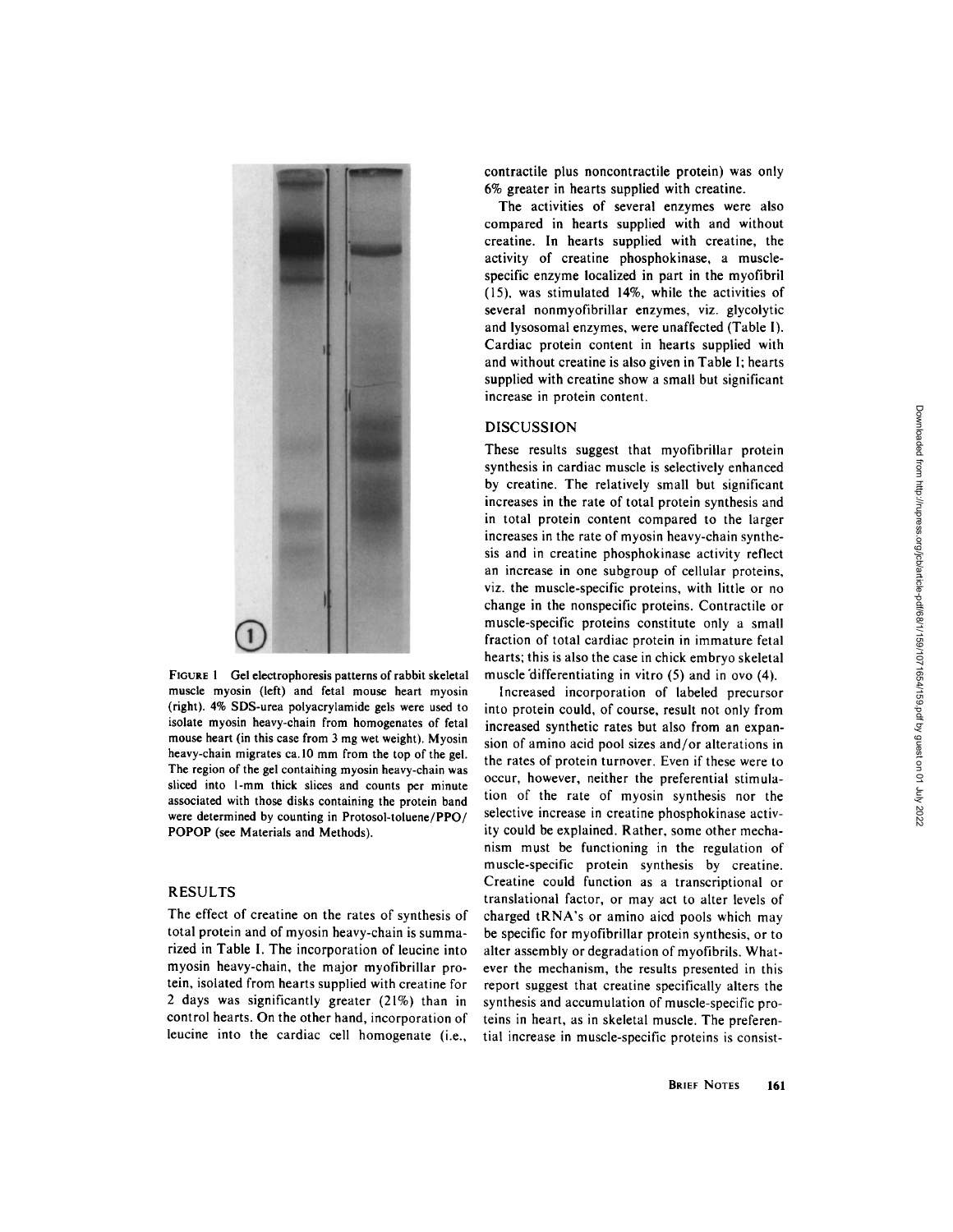FIGURE 1 Gel electrophoresis patterns of rabbit skeletal muscle myosin (left) and fetal mouse heart myosin (right). 4% SDS-urea polyacrylamide gels were used to isolate myosin heavy-chain from homogenates of fetal mouse heart (in this case from 3 mg wet weight). Myosin heavy-chain migrates ca. 10 mm from the top of the gel. The region of the gel containing myosin heavy-chain was sliced into 1-mm thick slices and counts per minute associated with those disks containing the protein band were determined by counting in Protosol-toluene/PPO/POPOP (see Materials and Methods).

## RESULTS

The effect of creatine on the rates of synthesis of total protein and of myosin heavy-chain is summarized in Table I. The incorporation of leucine into myosin heavy-chain, the major myofibrillar protein, isolated from hearts supplied with creatine for 2 days was significantly greater (21%) than in control hearts. On the other hand, incorporation of leucine into the cardiac cell homogenate (i.e., contractile plus noncontractile protein) was only 6% greater in hearts supplied with creatine.

The activities of several enzymes were also compared in hearts supplied with and without creatine. In hearts supplied with creatine, the activity of creatine phosphokinase, a muscle-specific enzyme localized in part in the myofibril (15), was stimulated 14%, while the activities of several nonmyofibrillar enzymes, viz. glycolytic and lysosomal enzymes, were unaffected (Table I). Cardiac protein content in hearts supplied with and without creatine is also given in Table I; hearts supplied with creatine show a small but significant increase in protein content.

## DISCUSSION

These results suggest that myofibrillar protein synthesis in cardiac muscle is selectively enhanced by creatine. The relatively small but significant increases in the rate of total protein synthesis and in total protein content compared to the larger increases in the rate of myosin heavy-chain synthesis and in creatine phosphokinase activity reflect an increase in one subgroup of cellular proteins, viz. the muscle-specific proteins, with little or no change in the nonspecific proteins. Contractile or muscle-specific proteins constitute only a small fraction of total cardiac protein in immature fetal hearts; this is also the case in chick embryo skeletal muscle differentiating in vitro (5) and in ovo (4).

Increased incorporation of labeled precursor into protein could, of course, result not only from increased synthetic rates but also from an expansion of amino acid pool sizes and/or alterations in the rates of protein turnover. Even if these were to occur, however, neither the preferential stimulation of the rate of myosin synthesis nor the selective increase in creatine phosphokinase activity could be explained. Rather, some other mechanism must be functioning in the regulation of muscle-specific protein synthesis by creatine. Creatine could function as a transcriptional or translational factor, or may act to alter levels of charged tRNA's or amino aicd pools which may be specific for myofibrillar protein synthesis, or to alter assembly or degradation of myofibrils. Whatever the mechanism, the results presented in this report suggest that creatine specifically alters the synthesis and accumulation of muscle-specific proteins in heart, as in skeletal muscle. The preferential increase in muscle-specific proteins is consist-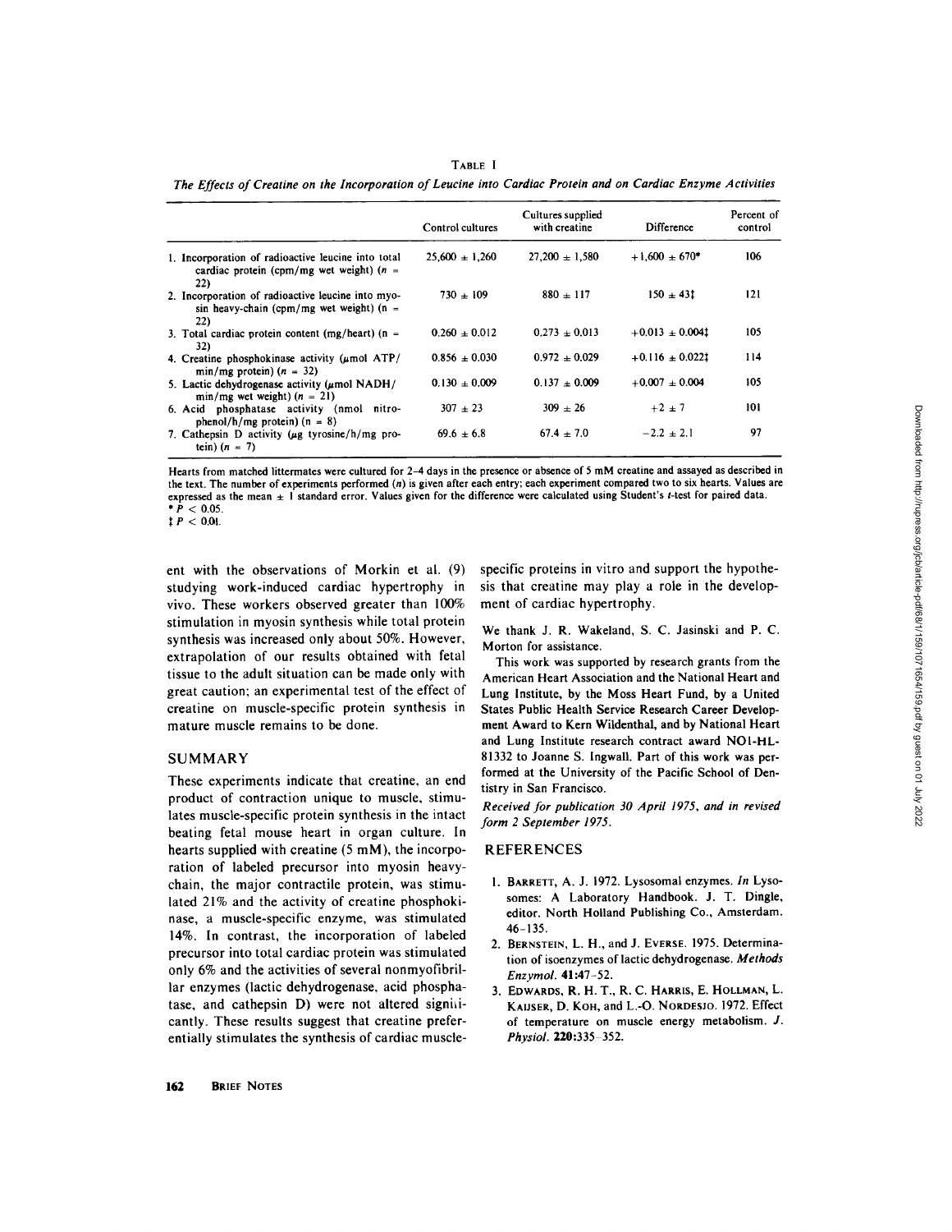TABLE I

*The Effects of Creatine on the Incorporation of Leucine into Cardiac Protein and on Cardiac Enzyme Activities*

| | Control cultures | Cultures supplied with creatine | Difference | Percent of control |
|---|---|---|---|---|
| 1. Incorporation of radioactive leucine into total cardiac protein (cpm/mg wet weight) ($n$ = 22) | 25,600 ± 1,260 | 27,200 ± 1,580 | +1,600 ± 670* | 106 |
| 2. Incorporation of radioactive leucine into myosin heavy-chain (cpm/mg wet weight) ($n$ = 22) | 730 ± 109 | 880 ± 117 | 150 ± 43‡ | 121 |
| 3. Total cardiac protein content (mg/heart) ($n$ = 32) | 0.260 ± 0.012 | 0.273 ± 0.013 | +0.013 ± 0.004‡ | 105 |
| 4. Creatine phosphokinase activity (μmol ATP/min/mg protein) ($n$ = 32) | 0.856 ± 0.030 | 0.972 ± 0.029 | +0.116 ± 0.022‡ | 114 |
| 5. Lactic dehydrogenase activity (μmol NADH/min/mg wet weight) ($n$ = 21) | 0.130 ± 0.009 | 0.137 ± 0.009 | +0.007 ± 0.004 | 105 |
| 6. Acid phosphatase activity (nmol nitrophenol/h/mg protein) ($n$ = 8) | 307 ± 23 | 309 ± 26 | +2 ± 7 | 101 |
| 7. Cathepsin D activity (μg tyrosine/h/mg protein) ($n$ = 7) | 69.6 ± 6.8 | 67.4 ± 7.0 | −2.2 ± 2.1 | 97 |

Hearts from matched littermates were cultured for 2–4 days in the presence or absence of 5 mM creatine and assayed as described in the text. The number of experiments performed ($n$) is given after each entry; each experiment compared two to six hearts. Values are expressed as the mean ± 1 standard error. Values given for the difference were calculated using Student's $t$-test for paired data.
* $P < 0.05$.
‡ $P < 0.01$.

ent with the observations of Morkin et al. (9) studying work-induced cardiac hypertrophy in vivo. These workers observed greater than 100% stimulation in myosin synthesis while total protein synthesis was increased only about 50%. However, extrapolation of our results obtained with fetal tissue to the adult situation can be made only with great caution; an experimental test of the effect of creatine on muscle-specific protein synthesis in mature muscle remains to be done.

## SUMMARY

These experiments indicate that creatine, an end product of contraction unique to muscle, stimulates muscle-specific protein synthesis in the intact beating fetal mouse heart in organ culture. In hearts supplied with creatine (5 mM), the incorporation of labeled precursor into myosin heavy-chain, the major contractile protein, was stimulated 21% and the activity of creatine phosphokinase, a muscle-specific enzyme, was stimulated 14%. In contrast, the incorporation of labeled precursor into total cardiac protein was stimulated only 6% and the activities of several nonmyofibrillar enzymes (lactic dehydrogenase, acid phosphatase, and cathepsin D) were not altered significantly. These results suggest that creatine preferentially stimulates the synthesis of cardiac muscle-specific proteins in vitro and support the hypothesis that creatine may play a role in the development of cardiac hypertrophy.

We thank J. R. Wakeland, S. C. Jasinski and P. C. Morton for assistance.

This work was supported by research grants from the American Heart Association and the National Heart and Lung Institute, by the Moss Heart Fund, by a United States Public Health Service Research Career Development Award to Kern Wildenthal, and by National Heart and Lung Institute research contract award NO1-HL-81332 to Joanne S. Ingwall. Part of this work was performed at the University of the Pacific School of Dentistry in San Francisco.

*Received for publication 30 April 1975, and in revised form 2 September 1975.*

## REFERENCES

1. Barrett, A. J. 1972. Lysosomal enzymes. *In* Lysosomes: A Laboratory Handbook. J. T. Dingle, editor. North Holland Publishing Co., Amsterdam. 46–135.
2. Bernstein, L. H., and J. Everse. 1975. Determination of isoenzymes of lactic dehydrogenase. *Methods Enzymol.* **41**:47–52.
3. Edwards, R. H. T., R. C. Harris, E. Hollman, L. Kaijser, D. Koh, and L.-O. Nordesjo. 1972. Effect of temperature on muscle energy metabolism. *J. Physiol.* **220**:335–352.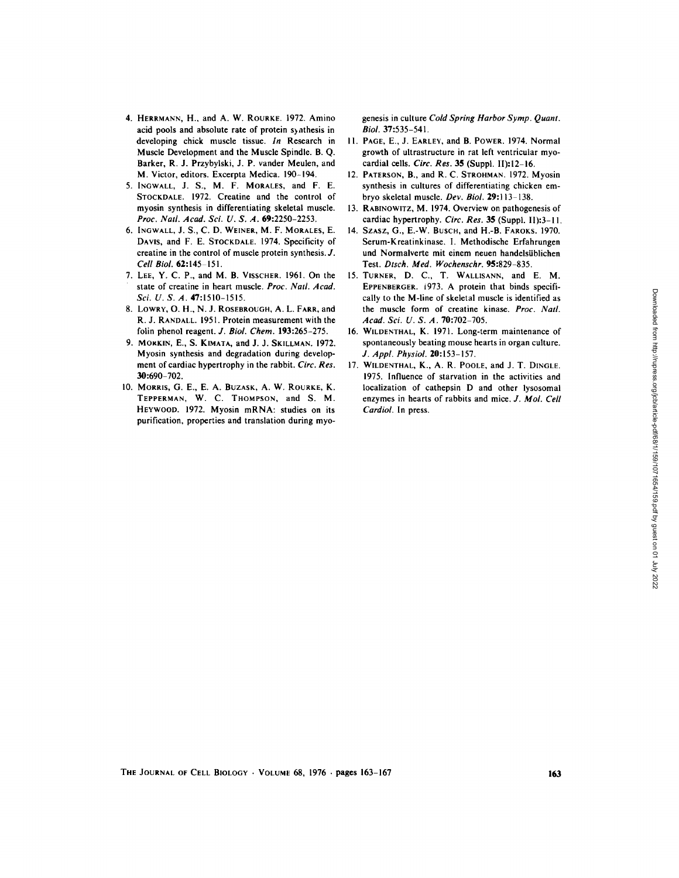4. Herrmann, H., and A. W. Rourke. 1972. Amino acid pools and absolute rate of protein synthesis in developing chick muscle tissue. *In* Research in Muscle Development and the Muscle Spindle. B. Q. Barker, R. J. Przybylski, J. P. vander Meulen, and M. Victor, editors. Excerpta Medica. 190–194.
5. Ingwall, J. S., M. F. Morales, and F. E. Stockdale. 1972. Creatine and the control of myosin synthesis in differentiating skeletal muscle. *Proc. Natl. Acad. Sci. U. S. A.* **69:**2250–2253.
6. Ingwall, J. S., C. D. Weiner, M. F. Morales, E. Davis, and F. E. Stockdale. 1974. Specificity of creatine in the control of muscle protein synthesis. *J. Cell Biol.* **62:**145–151.
7. Lee, Y. C. P., and M. B. Visscher. 1961. On the state of creatine in heart muscle. *Proc. Natl. Acad. Sci. U. S. A.* **47:**1510–1515.
8. Lowry, O. H., N. J. Rosebrough, A. L. Farr, and R. J. Randall. 1951. Protein measurement with the folin phenol reagent. *J. Biol. Chem.* **193:**265–275.
9. Morkin, E., S. Kimata, and J. J. Skillman. 1972. Myosin synthesis and degradation during development of cardiac hypertrophy in the rabbit. *Circ. Res.* **30:**690–702.
10. Morris, G. E., E. A. Buzask, A. W. Rourke, K. Tepperman, W. C. Thompson, and S. M. Heywood. 1972. Myosin mRNA: studies on its purification, properties and translation during myogenesis in culture *Cold Spring Harbor Symp. Quant. Biol.* **37:**535–541.
11. Page, E., J. Earley, and B. Power. 1974. Normal growth of ultrastructure in rat left ventricular myocardial cells. *Circ. Res.* **35** (Suppl. II)**:**12–16.
12. Paterson, B., and R. C. Strohman. 1972. Myosin synthesis in cultures of differentiating chicken embryo skeletal muscle. *Dev. Biol.* **29:**113–138.
13. Rabinowitz, M. 1974. Overview on pathogenesis of cardiac hypertrophy. *Circ. Res.* **35** (Suppl. II)**:**3–11.
14. Szasz, G., E.-W. Busch, and H.-B. Faroks. 1970. Serum-Kreatinkinase. I. Methodische Erfahrungen und Normalverte mit einem neuen handelsüblichen Test. *Dtsch. Med. Wochenschr.* **95:**829–835.
15. Turner, D. C., T. Wallisann, and E. M. Eppenberger. 1973. A protein that binds specifically to the M-line of skeletal muscle is identified as the muscle form of creatine kinase. *Proc. Natl. Acad. Sci. U. S. A.* **70:**702–705.
16. Wildenthal, K. 1971. Long-term maintenance of spontaneously beating mouse hearts in organ culture. *J. Appl. Physiol.* **20:**153–157.
17. Wildenthal, K., A. R. Poole, and J. T. Dingle. 1975. Influence of starvation in the activities and localization of cathepsin D and other lysosomal enzymes in hearts of rabbits and mice. *J. Mol. Cell Cardiol.* In press.